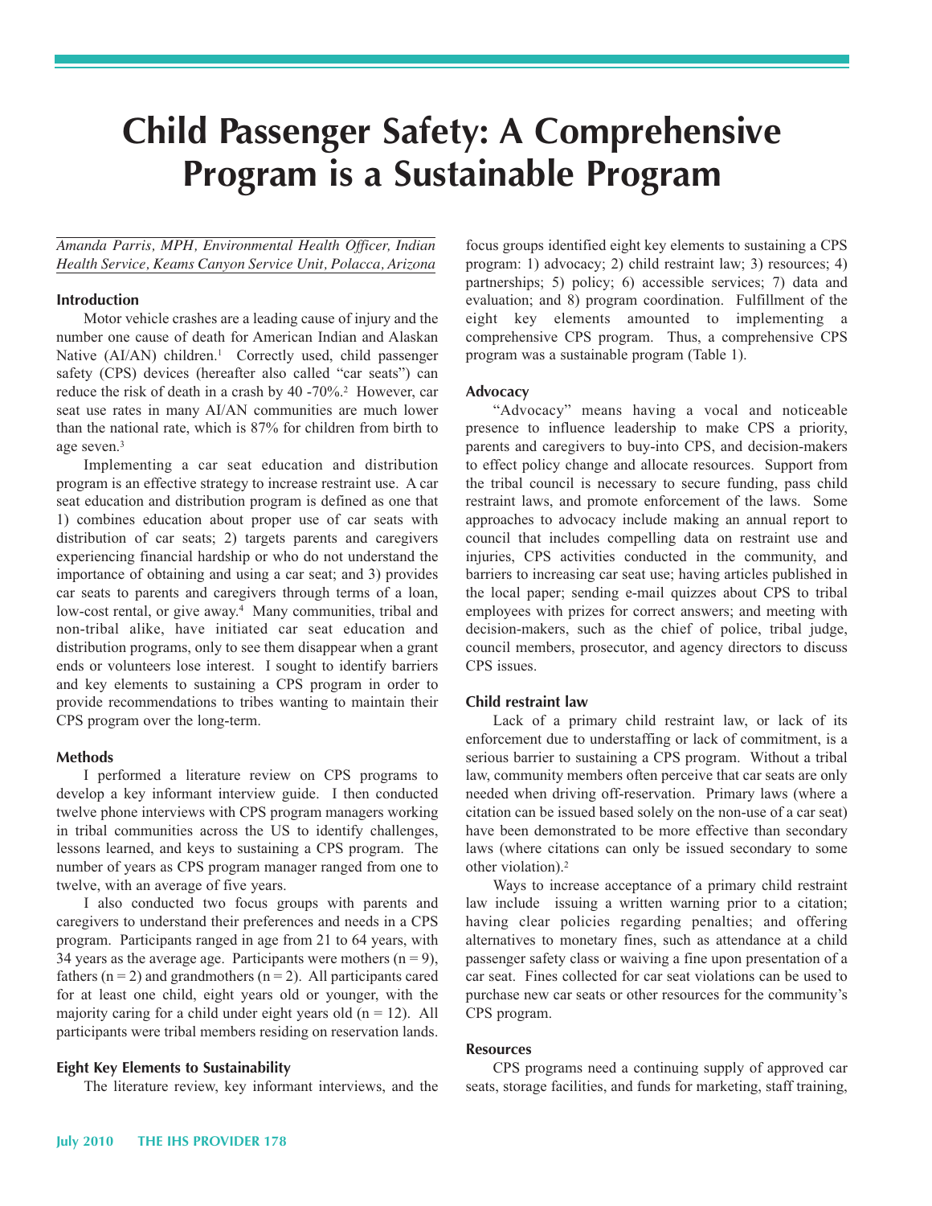# Child Passenger Safety: A Comprehensive Program is a Sustainable Program

*Amanda Parris, MPH, Environmental Health Officer, Indian Health Service, Keams Canyon Service Unit, Polacca, Arizona*

## Introduction

Motor vehicle crashes are a leading cause of injury and the number one cause of death for American Indian and Alaskan Native (AI/AN) children.[1] Correctly used, child passenger safety (CPS) devices (hereafter also called "car seats") can reduce the risk of death in a crash by 40 -70%.[2] However, car seat use rates in many AI/AN communities are much lower than the national rate, which is 87% for children from birth to age seven.[3]

Implementing a car seat education and distribution program is an effective strategy to increase restraint use. A car seat education and distribution program is defined as one that 1) combines education about proper use of car seats with distribution of car seats; 2) targets parents and caregivers experiencing financial hardship or who do not understand the importance of obtaining and using a car seat; and 3) provides car seats to parents and caregivers through terms of a loan, low-cost rental, or give away.[4] Many communities, tribal and non-tribal alike, have initiated car seat education and distribution programs, only to see them disappear when a grant ends or volunteers lose interest. I sought to identify barriers and key elements to sustaining a CPS program in order to provide recommendations to tribes wanting to maintain their CPS program over the long-term.

## Methods

I performed a literature review on CPS programs to develop a key informant interview guide. I then conducted twelve phone interviews with CPS program managers working in tribal communities across the US to identify challenges, lessons learned, and keys to sustaining a CPS program. The number of years as CPS program manager ranged from one to twelve, with an average of five years.

I also conducted two focus groups with parents and caregivers to understand their preferences and needs in a CPS program. Participants ranged in age from 21 to 64 years, with 34 years as the average age. Participants were mothers (n = 9), fathers (n = 2) and grandmothers (n = 2). All participants cared for at least one child, eight years old or younger, with the majority caring for a child under eight years old (n = 12). All participants were tribal members residing on reservation lands.

## Eight Key Elements to Sustainability

The literature review, key informant interviews, and the focus groups identified eight key elements to sustaining a CPS program: 1) advocacy; 2) child restraint law; 3) resources; 4) partnerships; 5) policy; 6) accessible services; 7) data and evaluation; and 8) program coordination. Fulfillment of the eight key elements amounted to implementing a comprehensive CPS program. Thus, a comprehensive CPS program was a sustainable program (Table 1).

### Advocacy

"Advocacy" means having a vocal and noticeable presence to influence leadership to make CPS a priority, parents and caregivers to buy-into CPS, and decision-makers to effect policy change and allocate resources. Support from the tribal council is necessary to secure funding, pass child restraint laws, and promote enforcement of the laws. Some approaches to advocacy include making an annual report to council that includes compelling data on restraint use and injuries, CPS activities conducted in the community, and barriers to increasing car seat use; having articles published in the local paper; sending e-mail quizzes about CPS to tribal employees with prizes for correct answers; and meeting with decision-makers, such as the chief of police, tribal judge, council members, prosecutor, and agency directors to discuss CPS issues.

### Child restraint law

Lack of a primary child restraint law, or lack of its enforcement due to understaffing or lack of commitment, is a serious barrier to sustaining a CPS program. Without a tribal law, community members often perceive that car seats are only needed when driving off-reservation. Primary laws (where a citation can be issued based solely on the non-use of a car seat) have been demonstrated to be more effective than secondary laws (where citations can only be issued secondary to some other violation).[2]

Ways to increase acceptance of a primary child restraint law include issuing a written warning prior to a citation; having clear policies regarding penalties; and offering alternatives to monetary fines, such as attendance at a child passenger safety class or waiving a fine upon presentation of a car seat. Fines collected for car seat violations can be used to purchase new car seats or other resources for the community's CPS program.

### Resources

CPS programs need a continuing supply of approved car seats, storage facilities, and funds for marketing, staff training,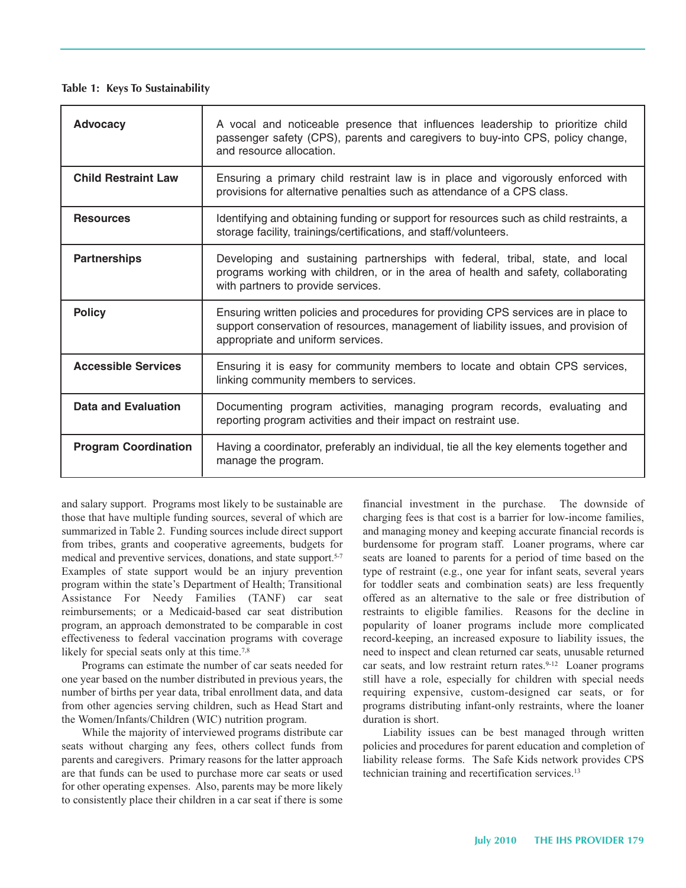**Table 1: Keys To Sustainability**

| | |
|---|---|
| **Advocacy** | A vocal and noticeable presence that influences leadership to prioritize child passenger safety (CPS), parents and caregivers to buy-into CPS, policy change, and resource allocation. |
| **Child Restraint Law** | Ensuring a primary child restraint law is in place and vigorously enforced with provisions for alternative penalties such as attendance of a CPS class. |
| **Resources** | Identifying and obtaining funding or support for resources such as child restraints, a storage facility, trainings/certifications, and staff/volunteers. |
| **Partnerships** | Developing and sustaining partnerships with federal, tribal, state, and local programs working with children, or in the area of health and safety, collaborating with partners to provide services. |
| **Policy** | Ensuring written policies and procedures for providing CPS services are in place to support conservation of resources, management of liability issues, and provision of appropriate and uniform services. |
| **Accessible Services** | Ensuring it is easy for community members to locate and obtain CPS services, linking community members to services. |
| **Data and Evaluation** | Documenting program activities, managing program records, evaluating and reporting program activities and their impact on restraint use. |
| **Program Coordination** | Having a coordinator, preferably an individual, tie all the key elements together and manage the program. |

and salary support. Programs most likely to be sustainable are those that have multiple funding sources, several of which are summarized in Table 2. Funding sources include direct support from tribes, grants and cooperative agreements, budgets for medical and preventive services, donations, and state support.[5-7] Examples of state support would be an injury prevention program within the state's Department of Health; Transitional Assistance For Needy Families (TANF) car seat reimbursements; or a Medicaid-based car seat distribution program, an approach demonstrated to be comparable in cost effectiveness to federal vaccination programs with coverage likely for special seats only at this time.[7,8]

Programs can estimate the number of car seats needed for one year based on the number distributed in previous years, the number of births per year data, tribal enrollment data, and data from other agencies serving children, such as Head Start and the Women/Infants/Children (WIC) nutrition program.

While the majority of interviewed programs distribute car seats without charging any fees, others collect funds from parents and caregivers. Primary reasons for the latter approach are that funds can be used to purchase more car seats or used for other operating expenses. Also, parents may be more likely to consistently place their children in a car seat if there is some financial investment in the purchase. The downside of charging fees is that cost is a barrier for low-income families, and managing money and keeping accurate financial records is burdensome for program staff. Loaner programs, where car seats are loaned to parents for a period of time based on the type of restraint (e.g., one year for infant seats, several years for toddler seats and combination seats) are less frequently offered as an alternative to the sale or free distribution of restraints to eligible families. Reasons for the decline in popularity of loaner programs include more complicated record-keeping, an increased exposure to liability issues, the need to inspect and clean returned car seats, unusable returned car seats, and low restraint return rates.[9-12] Loaner programs still have a role, especially for children with special needs requiring expensive, custom-designed car seats, or for programs distributing infant-only restraints, where the loaner duration is short.

Liability issues can be best managed through written policies and procedures for parent education and completion of liability release forms. The Safe Kids network provides CPS technician training and recertification services.[13]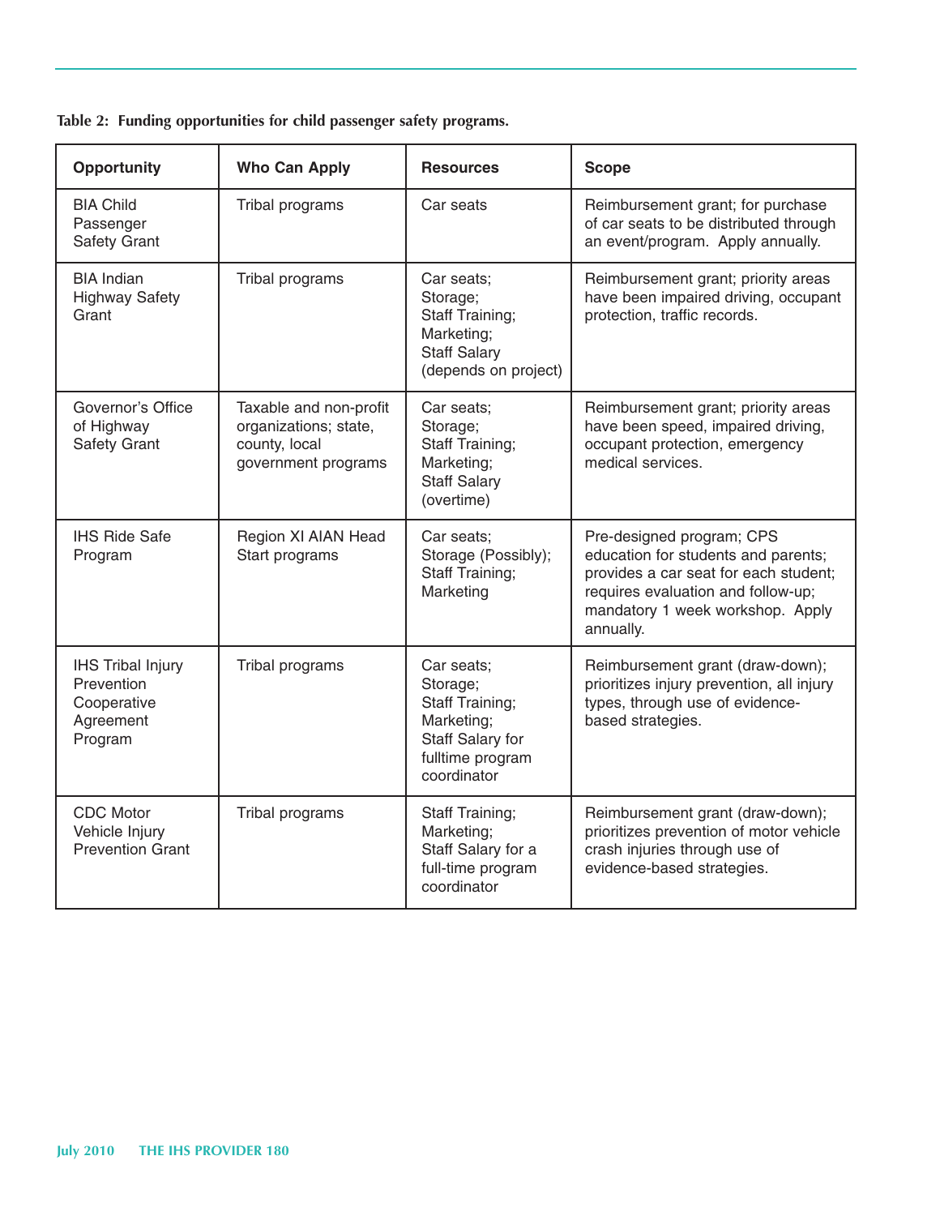**Table 2: Funding opportunities for child passenger safety programs.**

| Opportunity | Who Can Apply | Resources | Scope |
|---|---|---|---|
| BIA Child Passenger Safety Grant | Tribal programs | Car seats | Reimbursement grant; for purchase of car seats to be distributed through an event/program. Apply annually. |
| BIA Indian Highway Safety Grant | Tribal programs | Car seats; Storage; Staff Training; Marketing; Staff Salary (depends on project) | Reimbursement grant; priority areas have been impaired driving, occupant protection, traffic records. |
| Governor's Office of Highway Safety Grant | Taxable and non-profit organizations; state, county, local government programs | Car seats; Storage; Staff Training; Marketing; Staff Salary (overtime) | Reimbursement grant; priority areas have been speed, impaired driving, occupant protection, emergency medical services. |
| IHS Ride Safe Program | Region XI AIAN Head Start programs | Car seats; Storage (Possibly); Staff Training; Marketing | Pre-designed program; CPS education for students and parents; provides a car seat for each student; requires evaluation and follow-up; mandatory 1 week workshop. Apply annually. |
| IHS Tribal Injury Prevention Cooperative Agreement Program | Tribal programs | Car seats; Storage; Staff Training; Marketing; Staff Salary for fulltime program coordinator | Reimbursement grant (draw-down); prioritizes injury prevention, all injury types, through use of evidence-based strategies. |
| CDC Motor Vehicle Injury Prevention Grant | Tribal programs | Staff Training; Marketing; Staff Salary for a full-time program coordinator | Reimbursement grant (draw-down); prioritizes prevention of motor vehicle crash injuries through use of evidence-based strategies. |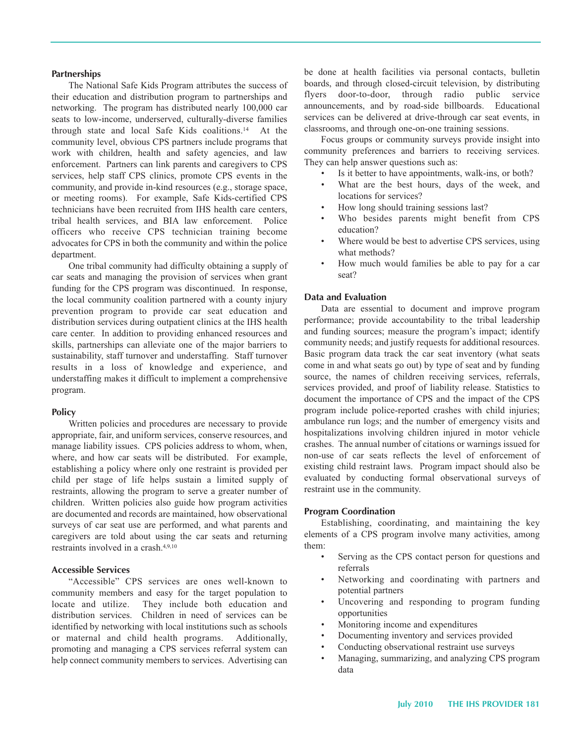## Partnerships

The National Safe Kids Program attributes the success of their education and distribution program to partnerships and networking. The program has distributed nearly 100,000 car seats to low-income, underserved, culturally-diverse families through state and local Safe Kids coalitions.[14] At the community level, obvious CPS partners include programs that work with children, health and safety agencies, and law enforcement. Partners can link parents and caregivers to CPS services, help staff CPS clinics, promote CPS events in the community, and provide in-kind resources (e.g., storage space, or meeting rooms). For example, Safe Kids-certified CPS technicians have been recruited from IHS health care centers, tribal health services, and BIA law enforcement. Police officers who receive CPS technician training become advocates for CPS in both the community and within the police department.

One tribal community had difficulty obtaining a supply of car seats and managing the provision of services when grant funding for the CPS program was discontinued. In response, the local community coalition partnered with a county injury prevention program to provide car seat education and distribution services during outpatient clinics at the IHS health care center. In addition to providing enhanced resources and skills, partnerships can alleviate one of the major barriers to sustainability, staff turnover and understaffing. Staff turnover results in a loss of knowledge and experience, and understaffing makes it difficult to implement a comprehensive program.

## Policy

Written policies and procedures are necessary to provide appropriate, fair, and uniform services, conserve resources, and manage liability issues. CPS policies address to whom, when, where, and how car seats will be distributed. For example, establishing a policy where only one restraint is provided per child per stage of life helps sustain a limited supply of restraints, allowing the program to serve a greater number of children. Written policies also guide how program activities are documented and records are maintained, how observational surveys of car seat use are performed, and what parents and caregivers are told about using the car seats and returning restraints involved in a crash.[4,9,10]

## Accessible Services

"Accessible" CPS services are ones well-known to community members and easy for the target population to locate and utilize. They include both education and distribution services. Children in need of services can be identified by networking with local institutions such as schools or maternal and child health programs. Additionally, promoting and managing a CPS services referral system can help connect community members to services. Advertising can be done at health facilities via personal contacts, bulletin boards, and through closed-circuit television, by distributing flyers door-to-door, through radio public service announcements, and by road-side billboards. Educational services can be delivered at drive-through car seat events, in classrooms, and through one-on-one training sessions.

Focus groups or community surveys provide insight into community preferences and barriers to receiving services. They can help answer questions such as:

- Is it better to have appointments, walk-ins, or both?
- What are the best hours, days of the week, and locations for services?
- How long should training sessions last?
- Who besides parents might benefit from CPS education?
- Where would be best to advertise CPS services, using what methods?
- How much would families be able to pay for a car seat?

## Data and Evaluation

Data are essential to document and improve program performance; provide accountability to the tribal leadership and funding sources; measure the program's impact; identify community needs; and justify requests for additional resources. Basic program data track the car seat inventory (what seats come in and what seats go out) by type of seat and by funding source, the names of children receiving services, referrals, services provided, and proof of liability release. Statistics to document the importance of CPS and the impact of the CPS program include police-reported crashes with child injuries; ambulance run logs; and the number of emergency visits and hospitalizations involving children injured in motor vehicle crashes. The annual number of citations or warnings issued for non-use of car seats reflects the level of enforcement of existing child restraint laws. Program impact should also be evaluated by conducting formal observational surveys of restraint use in the community.

## Program Coordination

Establishing, coordinating, and maintaining the key elements of a CPS program involve many activities, among them:

- Serving as the CPS contact person for questions and referrals
- Networking and coordinating with partners and potential partners
- Uncovering and responding to program funding opportunities
- Monitoring income and expenditures
- Documenting inventory and services provided
- Conducting observational restraint use surveys
- Managing, summarizing, and analyzing CPS program data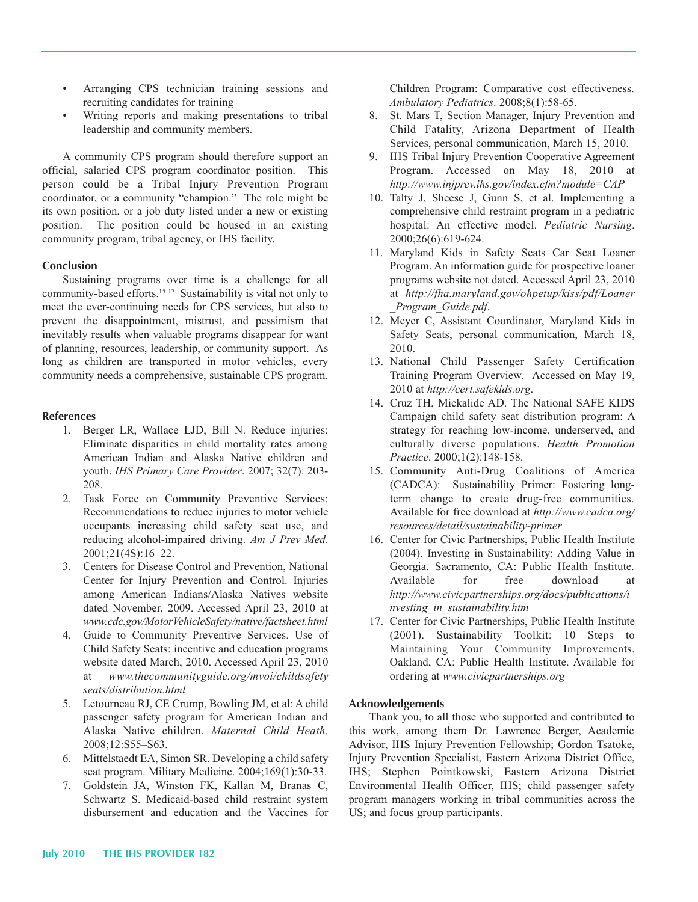- Arranging CPS technician training sessions and recruiting candidates for training
- Writing reports and making presentations to tribal leadership and community members.

A community CPS program should therefore support an official, salaried CPS program coordinator position. This person could be a Tribal Injury Prevention Program coordinator, or a community "champion." The role might be its own position, or a job duty listed under a new or existing position. The position could be housed in an existing community program, tribal agency, or IHS facility.

### Conclusion

Sustaining programs over time is a challenge for all community-based efforts.[15-17] Sustainability is vital not only to meet the ever-continuing needs for CPS services, but also to prevent the disappointment, mistrust, and pessimism that inevitably results when valuable programs disappear for want of planning, resources, leadership, or community support. As long as children are transported in motor vehicles, every community needs a comprehensive, sustainable CPS program.

### References

1. Berger LR, Wallace LJD, Bill N. Reduce injuries: Eliminate disparities in child mortality rates among American Indian and Alaska Native children and youth. *IHS Primary Care Provider*. 2007; 32(7): 203-208.
2. Task Force on Community Preventive Services: Recommendations to reduce injuries to motor vehicle occupants increasing child safety seat use, and reducing alcohol-impaired driving. *Am J Prev Med*. 2001;21(4S):16–22.
3. Centers for Disease Control and Prevention, National Center for Injury Prevention and Control. Injuries among American Indians/Alaska Natives website dated November, 2009. Accessed April 23, 2010 at *www.cdc.gov/MotorVehicleSafety/native/factsheet.html*
4. Guide to Community Preventive Services. Use of Child Safety Seats: incentive and education programs website dated March, 2010. Accessed April 23, 2010 at *www.thecommunityguide.org/mvoi/childsafetyseats/distribution.html*
5. Letourneau RJ, CE Crump, Bowling JM, et al: A child passenger safety program for American Indian and Alaska Native children. *Maternal Child Heath*. 2008;12:S55–S63.
6. Mittelstaedt EA, Simon SR. Developing a child safety seat program. Military Medicine. 2004;169(1):30-33.
7. Goldstein JA, Winston FK, Kallan M, Branas C, Schwartz S. Medicaid-based child restraint system disbursement and education and the Vaccines for Children Program: Comparative cost effectiveness. *Ambulatory Pediatrics*. 2008;8(1):58-65.
8. St. Mars T, Section Manager, Injury Prevention and Child Fatality, Arizona Department of Health Services, personal communication, March 15, 2010.
9. IHS Tribal Injury Prevention Cooperative Agreement Program. Accessed on May 18, 2010 at *http://www.injprev.ihs.gov/index.cfm?module=CAP*
10. Talty J, Sheese J, Gunn S, et al. Implementing a comprehensive child restraint program in a pediatric hospital: An effective model. *Pediatric Nursing*. 2000;26(6):619-624.
11. Maryland Kids in Safety Seats Car Seat Loaner Program. An information guide for prospective loaner programs website not dated. Accessed April 23, 2010 at *http://fha.maryland.gov/ohpetup/kiss/pdf/Loaner_Program_Guide.pdf*.
12. Meyer C, Assistant Coordinator, Maryland Kids in Safety Seats, personal communication, March 18, 2010.
13. National Child Passenger Safety Certification Training Program Overview. Accessed on May 19, 2010 at *http://cert.safekids.org*.
14. Cruz TH, Mickalide AD. The National SAFE KIDS Campaign child safety seat distribution program: A strategy for reaching low-income, underserved, and culturally diverse populations. *Health Promotion Practice*. 2000;1(2):148-158.
15. Community Anti-Drug Coalitions of America (CADCA): Sustainability Primer: Fostering long-term change to create drug-free communities. Available for free download at *http://www.cadca.org/resources/detail/sustainability-primer*
16. Center for Civic Partnerships, Public Health Institute (2004). Investing in Sustainability: Adding Value in Georgia. Sacramento, CA: Public Health Institute. Available for free download at *http://www.civicpartnerships.org/docs/publications/investing_in_sustainability.htm*
17. Center for Civic Partnerships, Public Health Institute (2001). Sustainability Toolkit: 10 Steps to Maintaining Your Community Improvements. Oakland, CA: Public Health Institute. Available for ordering at *www.civicpartnerships.org*

### Acknowledgements

Thank you, to all those who supported and contributed to this work, among them Dr. Lawrence Berger, Academic Advisor, IHS Injury Prevention Fellowship; Gordon Tsatoke, Injury Prevention Specialist, Eastern Arizona District Office, IHS; Stephen Pointkowski, Eastern Arizona District Environmental Health Officer, IHS; child passenger safety program managers working in tribal communities across the US; and focus group participants.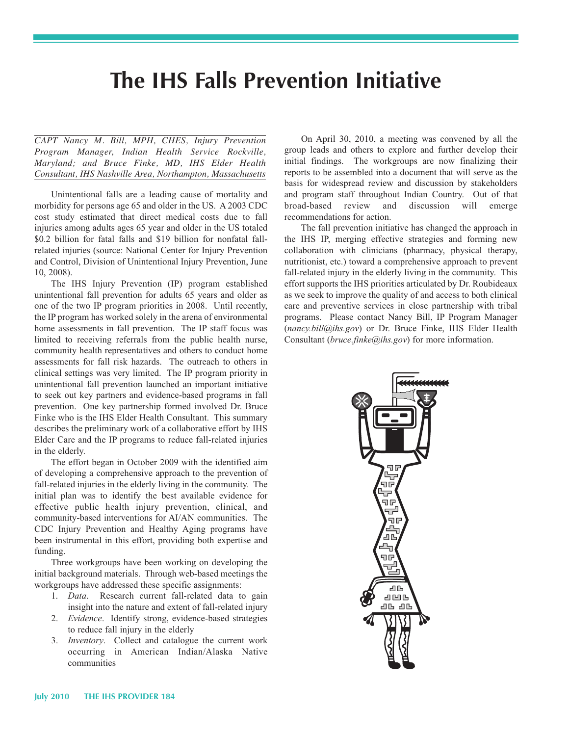# The IHS Falls Prevention Initiative

*CAPT Nancy M. Bill, MPH, CHES, Injury Prevention Program Manager, Indian Health Service Rockville, Maryland; and Bruce Finke, MD, IHS Elder Health Consultant, IHS Nashville Area, Northampton, Massachusetts*

Unintentional falls are a leading cause of mortality and morbidity for persons age 65 and older in the US. A 2003 CDC cost study estimated that direct medical costs due to fall injuries among adults ages 65 year and older in the US totaled \$0.2 billion for fatal falls and \$19 billion for nonfatal fall-related injuries (source: National Center for Injury Prevention and Control, Division of Unintentional Injury Prevention, June 10, 2008).

The IHS Injury Prevention (IP) program established unintentional fall prevention for adults 65 years and older as one of the two IP program priorities in 2008. Until recently, the IP program has worked solely in the arena of environmental home assessments in fall prevention. The IP staff focus was limited to receiving referrals from the public health nurse, community health representatives and others to conduct home assessments for fall risk hazards. The outreach to others in clinical settings was very limited. The IP program priority in unintentional fall prevention launched an important initiative to seek out key partners and evidence-based programs in fall prevention. One key partnership formed involved Dr. Bruce Finke who is the IHS Elder Health Consultant. This summary describes the preliminary work of a collaborative effort by IHS Elder Care and the IP programs to reduce fall-related injuries in the elderly.

The effort began in October 2009 with the identified aim of developing a comprehensive approach to the prevention of fall-related injuries in the elderly living in the community. The initial plan was to identify the best available evidence for effective public health injury prevention, clinical, and community-based interventions for AI/AN communities. The CDC Injury Prevention and Healthy Aging programs have been instrumental in this effort, providing both expertise and funding.

Three workgroups have been working on developing the initial background materials. Through web-based meetings the workgroups have addressed these specific assignments:

1. *Data*. Research current fall-related data to gain insight into the nature and extent of fall-related injury
2. *Evidence*. Identify strong, evidence-based strategies to reduce fall injury in the elderly
3. *Inventory*. Collect and catalogue the current work occurring in American Indian/Alaska Native communities

On April 30, 2010, a meeting was convened by all the group leads and others to explore and further develop their initial findings. The workgroups are now finalizing their reports to be assembled into a document that will serve as the basis for widespread review and discussion by stakeholders and program staff throughout Indian Country. Out of that broad-based review and discussion will emerge recommendations for action.

The fall prevention initiative has changed the approach in the IHS IP, merging effective strategies and forming new collaboration with clinicians (pharmacy, physical therapy, nutritionist, etc.) toward a comprehensive approach to prevent fall-related injury in the elderly living in the community. This effort supports the IHS priorities articulated by Dr. Roubideaux as we seek to improve the quality of and access to both clinical care and preventive services in close partnership with tribal programs. Please contact Nancy Bill, IP Program Manager (*nancy.bill@ihs.gov*) or Dr. Bruce Finke, IHS Elder Health Consultant (*bruce.finke@ihs.gov*) for more information.